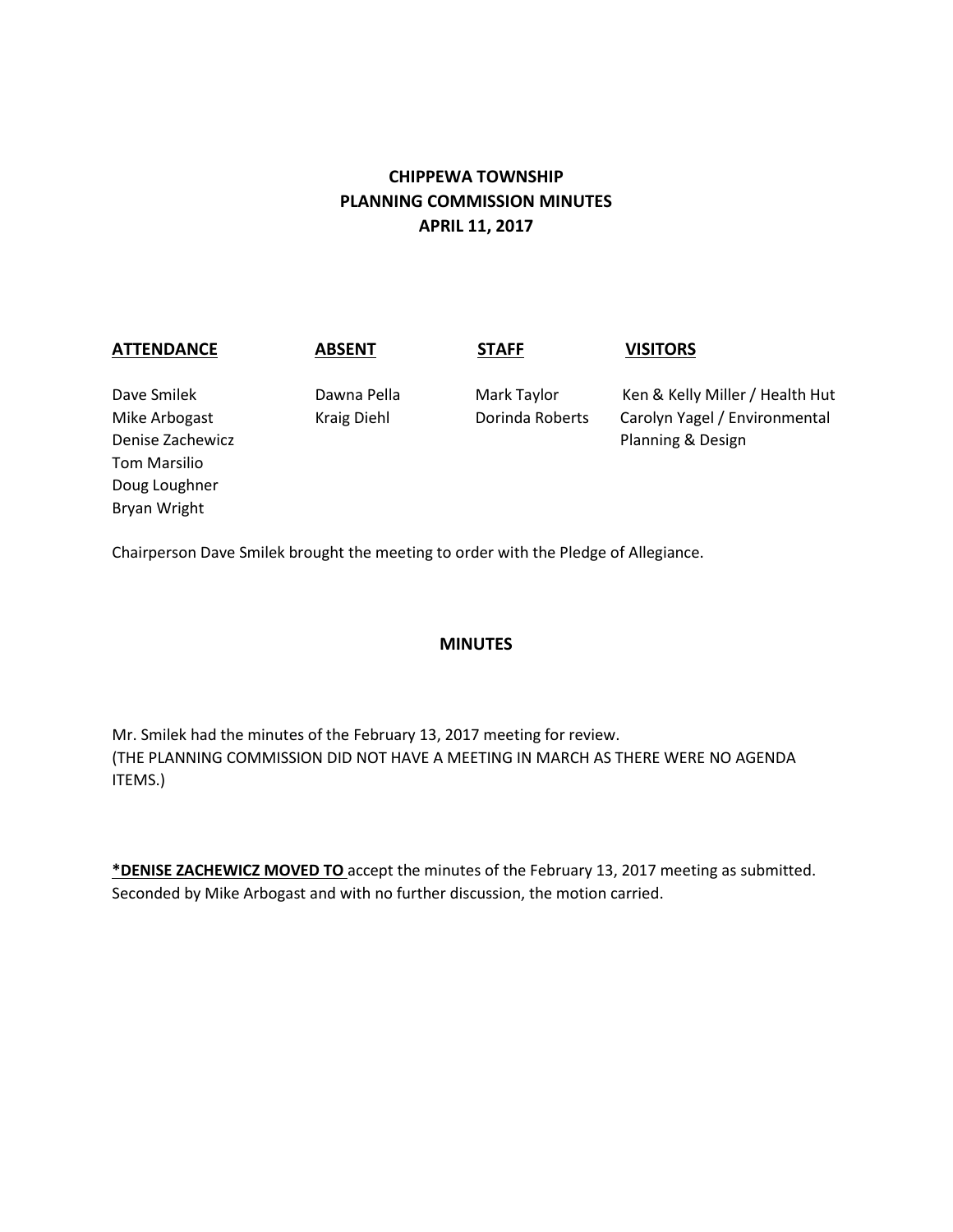# CHIPPEWA TOWNSHIP
# PLANNING COMMISSION MINUTES
# APRIL 11, 2017

| **ATTENDANCE** | **ABSENT** | **STAFF** | **VISITORS** |
|---|---|---|---|
| Dave Smilek | Dawna Pella | Mark Taylor | Ken & Kelly Miller / Health Hut |
| Mike Arbogast | Kraig Diehl | Dorinda Roberts | Carolyn Yagel / Environmental Planning & Design |
| Denise Zachewicz | | | |
| Tom Marsilio | | | |
| Doug Loughner | | | |
| Bryan Wright | | | |

Chairperson Dave Smilek brought the meeting to order with the Pledge of Allegiance.

## MINUTES

Mr. Smilek had the minutes of the February 13, 2017 meeting for review.
(THE PLANNING COMMISSION DID NOT HAVE A MEETING IN MARCH AS THERE WERE NO AGENDA ITEMS.)

**\*DENISE ZACHEWICZ MOVED TO** accept the minutes of the February 13, 2017 meeting as submitted. Seconded by Mike Arbogast and with no further discussion, the motion carried.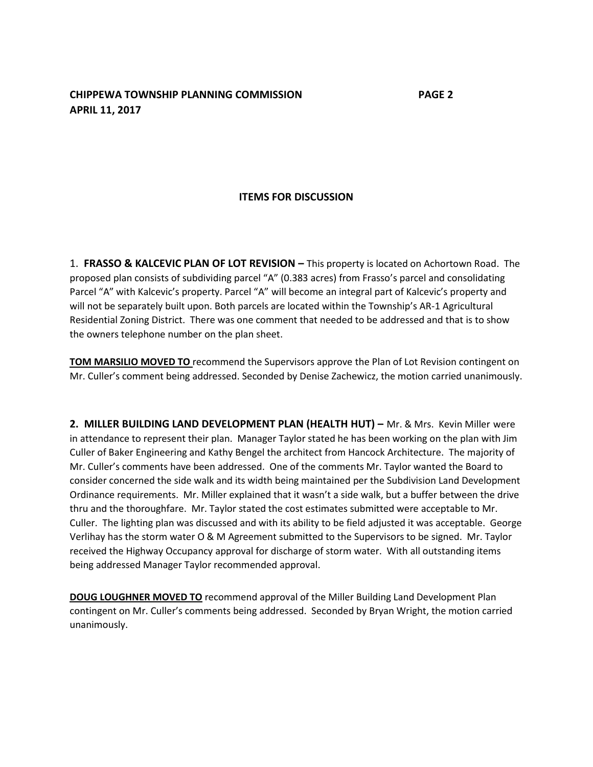## ITEMS FOR DISCUSSION

1. **FRASSO & KALCEVIC PLAN OF LOT REVISION –** This property is located on Achortown Road. The proposed plan consists of subdividing parcel "A" (0.383 acres) from Frasso's parcel and consolidating Parcel "A" with Kalcevic's property. Parcel "A" will become an integral part of Kalcevic's property and will not be separately built upon. Both parcels are located within the Township's AR-1 Agricultural Residential Zoning District. There was one comment that needed to be addressed and that is to show the owners telephone number on the plan sheet.

**TOM MARSILIO MOVED TO** recommend the Supervisors approve the Plan of Lot Revision contingent on Mr. Culler's comment being addressed. Seconded by Denise Zachewicz, the motion carried unanimously.

2. **MILLER BUILDING LAND DEVELOPMENT PLAN (HEALTH HUT) –** Mr. & Mrs. Kevin Miller were in attendance to represent their plan. Manager Taylor stated he has been working on the plan with Jim Culler of Baker Engineering and Kathy Bengel the architect from Hancock Architecture. The majority of Mr. Culler's comments have been addressed. One of the comments Mr. Taylor wanted the Board to consider concerned the side walk and its width being maintained per the Subdivision Land Development Ordinance requirements. Mr. Miller explained that it wasn't a side walk, but a buffer between the drive thru and the thoroughfare. Mr. Taylor stated the cost estimates submitted were acceptable to Mr. Culler. The lighting plan was discussed and with its ability to be field adjusted it was acceptable. George Verlihay has the storm water O & M Agreement submitted to the Supervisors to be signed. Mr. Taylor received the Highway Occupancy approval for discharge of storm water. With all outstanding items being addressed Manager Taylor recommended approval.

**DOUG LOUGHNER MOVED TO** recommend approval of the Miller Building Land Development Plan contingent on Mr. Culler's comments being addressed. Seconded by Bryan Wright, the motion carried unanimously.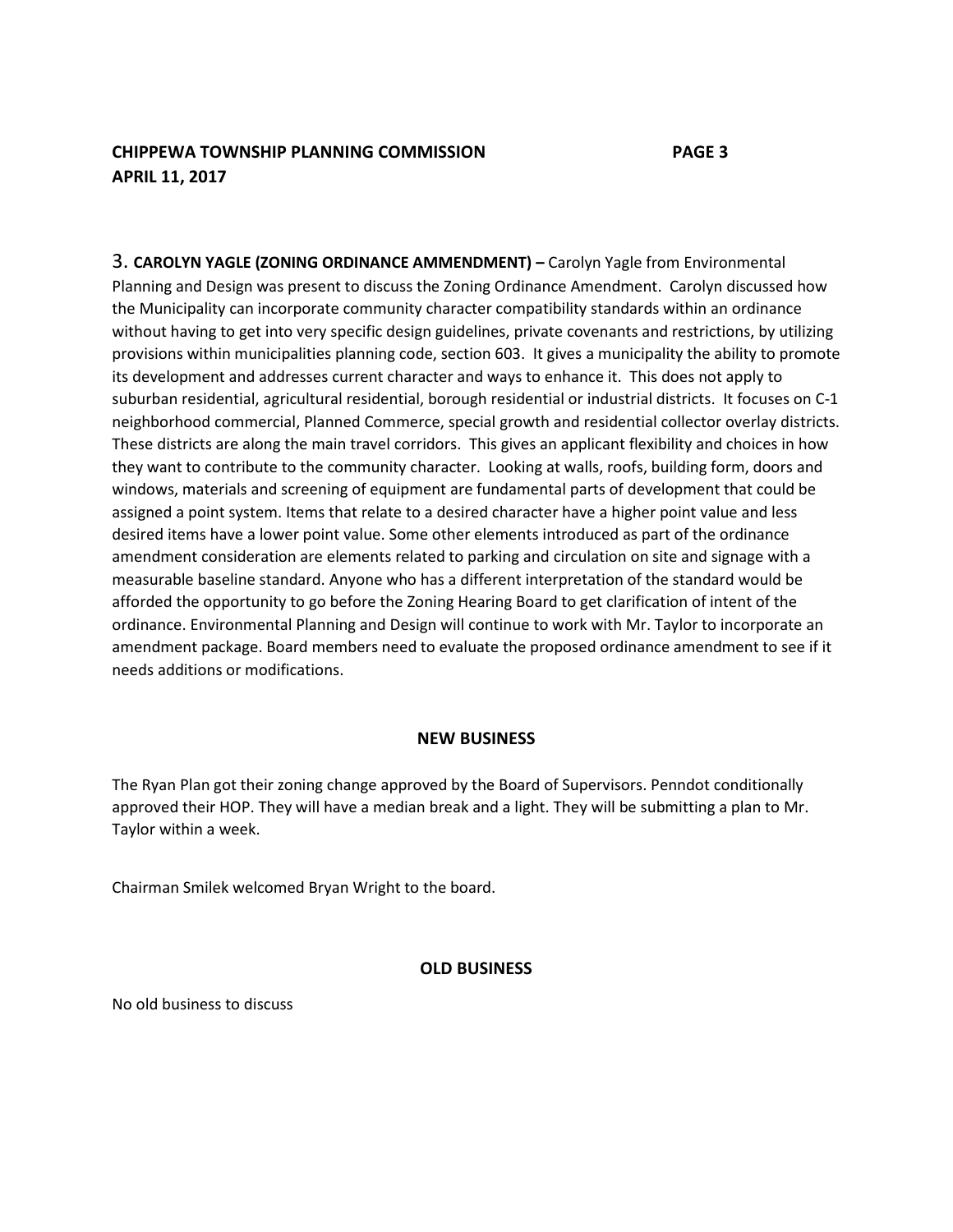3. **CAROLYN YAGLE (ZONING ORDINANCE AMMENDMENT) –** Carolyn Yagle from Environmental Planning and Design was present to discuss the Zoning Ordinance Amendment. Carolyn discussed how the Municipality can incorporate community character compatibility standards within an ordinance without having to get into very specific design guidelines, private covenants and restrictions, by utilizing provisions within municipalities planning code, section 603. It gives a municipality the ability to promote its development and addresses current character and ways to enhance it. This does not apply to suburban residential, agricultural residential, borough residential or industrial districts. It focuses on C-1 neighborhood commercial, Planned Commerce, special growth and residential collector overlay districts. These districts are along the main travel corridors. This gives an applicant flexibility and choices in how they want to contribute to the community character. Looking at walls, roofs, building form, doors and windows, materials and screening of equipment are fundamental parts of development that could be assigned a point system. Items that relate to a desired character have a higher point value and less desired items have a lower point value. Some other elements introduced as part of the ordinance amendment consideration are elements related to parking and circulation on site and signage with a measurable baseline standard. Anyone who has a different interpretation of the standard would be afforded the opportunity to go before the Zoning Hearing Board to get clarification of intent of the ordinance. Environmental Planning and Design will continue to work with Mr. Taylor to incorporate an amendment package. Board members need to evaluate the proposed ordinance amendment to see if it needs additions or modifications.

## NEW BUSINESS

The Ryan Plan got their zoning change approved by the Board of Supervisors. Penndot conditionally approved their HOP. They will have a median break and a light. They will be submitting a plan to Mr. Taylor within a week.

Chairman Smilek welcomed Bryan Wright to the board.

## OLD BUSINESS

No old business to discuss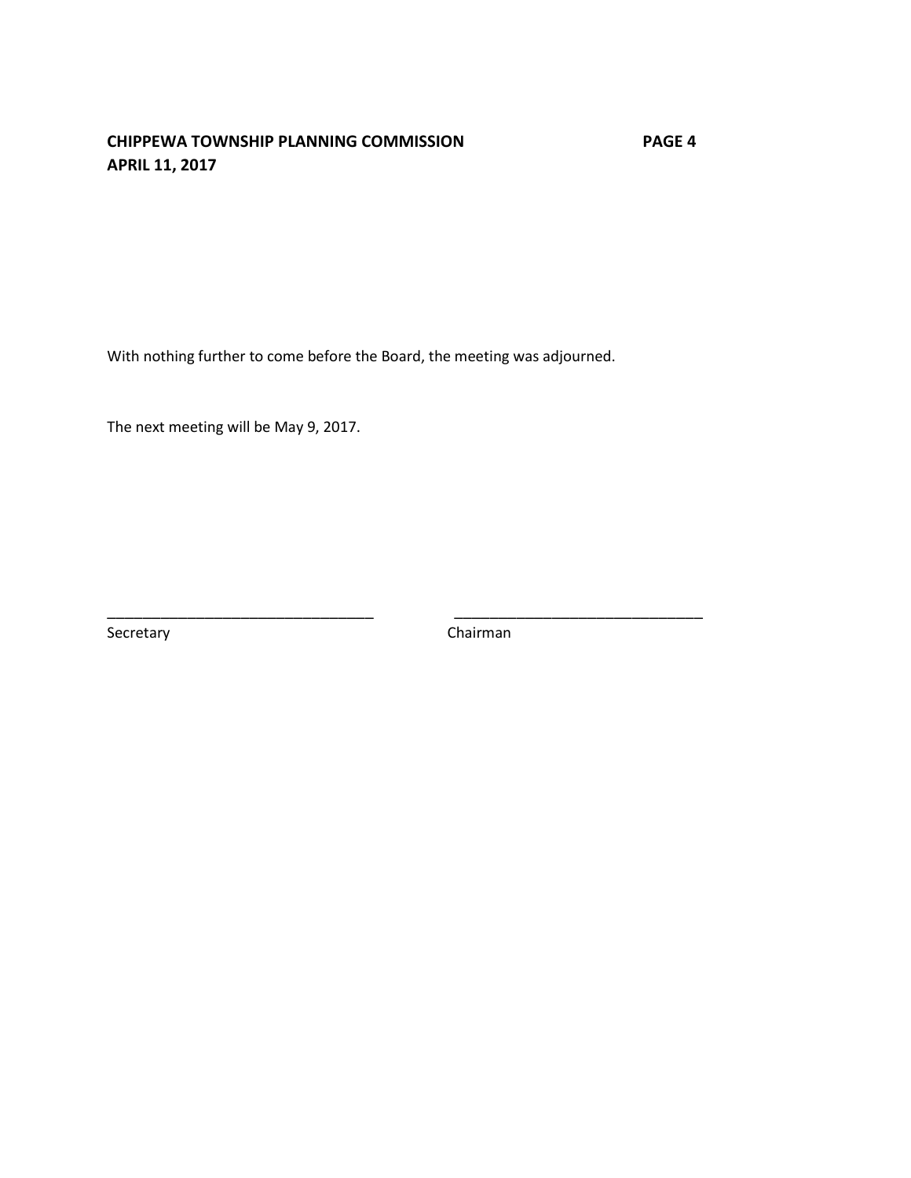With nothing further to come before the Board, the meeting was adjourned.

The next meeting will be May 9, 2017.

________________________________ ______________________________

Secretary Chairman